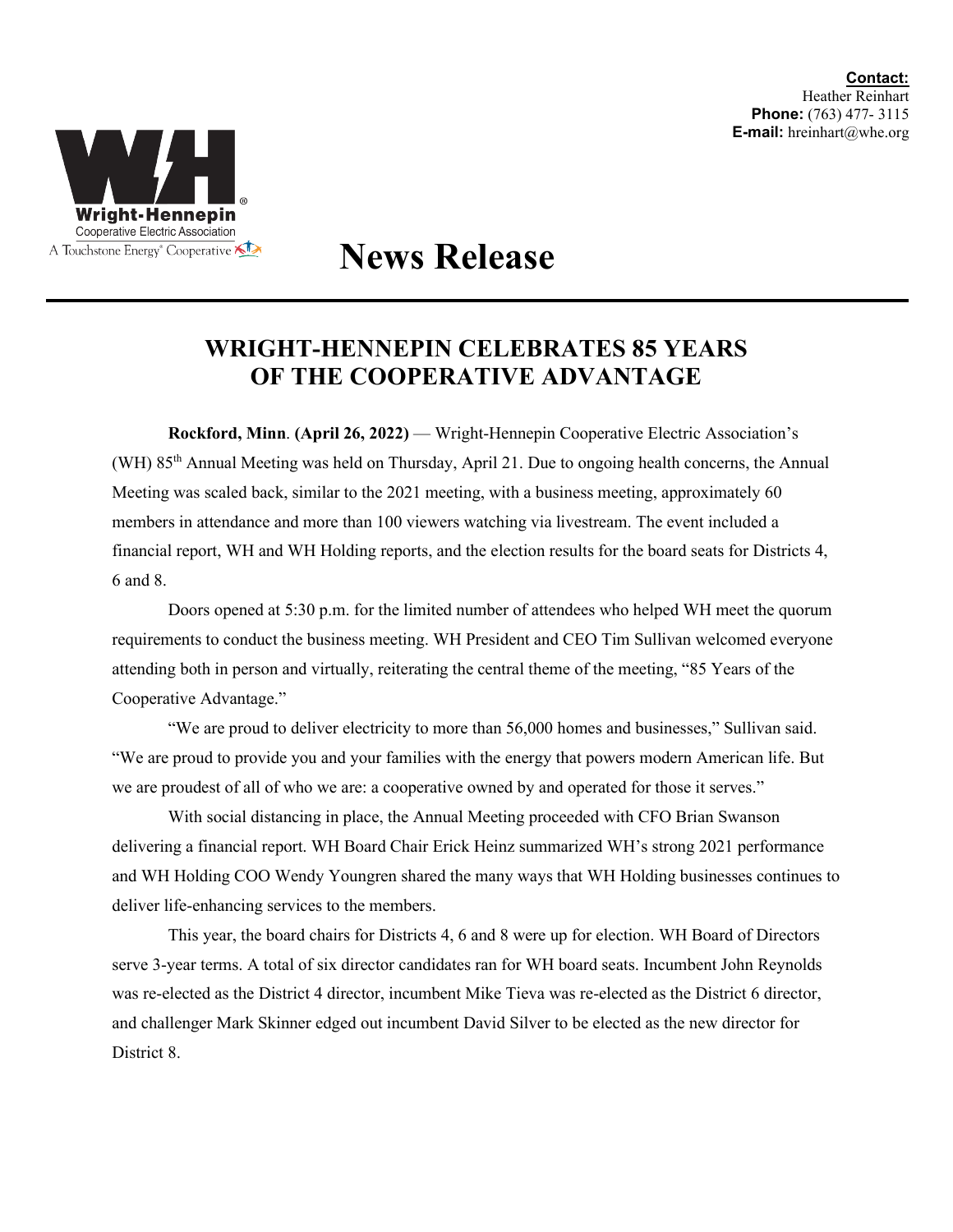**Contact:**
Heather Reinhart
**Phone:** (763) 477- 3115
**E-mail:** hreinhart@whe.org

Wright-Hennepin Cooperative Electric Association
A Touchstone Energy® Cooperative

# News Release

## WRIGHT-HENNEPIN CELEBRATES 85 YEARS OF THE COOPERATIVE ADVANTAGE

**Rockford, Minn**. **(April 26, 2022)** — Wright-Hennepin Cooperative Electric Association's (WH) 85th Annual Meeting was held on Thursday, April 21. Due to ongoing health concerns, the Annual Meeting was scaled back, similar to the 2021 meeting, with a business meeting, approximately 60 members in attendance and more than 100 viewers watching via livestream. The event included a financial report, WH and WH Holding reports, and the election results for the board seats for Districts 4, 6 and 8.

Doors opened at 5:30 p.m. for the limited number of attendees who helped WH meet the quorum requirements to conduct the business meeting. WH President and CEO Tim Sullivan welcomed everyone attending both in person and virtually, reiterating the central theme of the meeting, "85 Years of the Cooperative Advantage."

"We are proud to deliver electricity to more than 56,000 homes and businesses," Sullivan said. "We are proud to provide you and your families with the energy that powers modern American life. But we are proudest of all of who we are: a cooperative owned by and operated for those it serves."

With social distancing in place, the Annual Meeting proceeded with CFO Brian Swanson delivering a financial report. WH Board Chair Erick Heinz summarized WH's strong 2021 performance and WH Holding COO Wendy Youngren shared the many ways that WH Holding businesses continues to deliver life-enhancing services to the members.

This year, the board chairs for Districts 4, 6 and 8 were up for election. WH Board of Directors serve 3-year terms. A total of six director candidates ran for WH board seats. Incumbent John Reynolds was re-elected as the District 4 director, incumbent Mike Tieva was re-elected as the District 6 director, and challenger Mark Skinner edged out incumbent David Silver to be elected as the new director for District 8.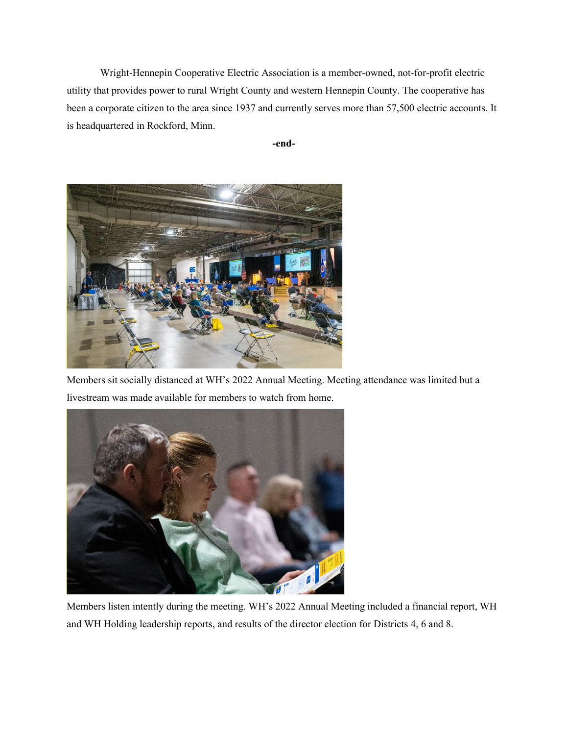Wright-Hennepin Cooperative Electric Association is a member-owned, not-for-profit electric utility that provides power to rural Wright County and western Hennepin County. The cooperative has been a corporate citizen to the area since 1937 and currently serves more than 57,500 electric accounts. It is headquartered in Rockford, Minn.

**-end-**

Members sit socially distanced at WH's 2022 Annual Meeting. Meeting attendance was limited but a livestream was made available for members to watch from home.

Members listen intently during the meeting. WH's 2022 Annual Meeting included a financial report, WH and WH Holding leadership reports, and results of the director election for Districts 4, 6 and 8.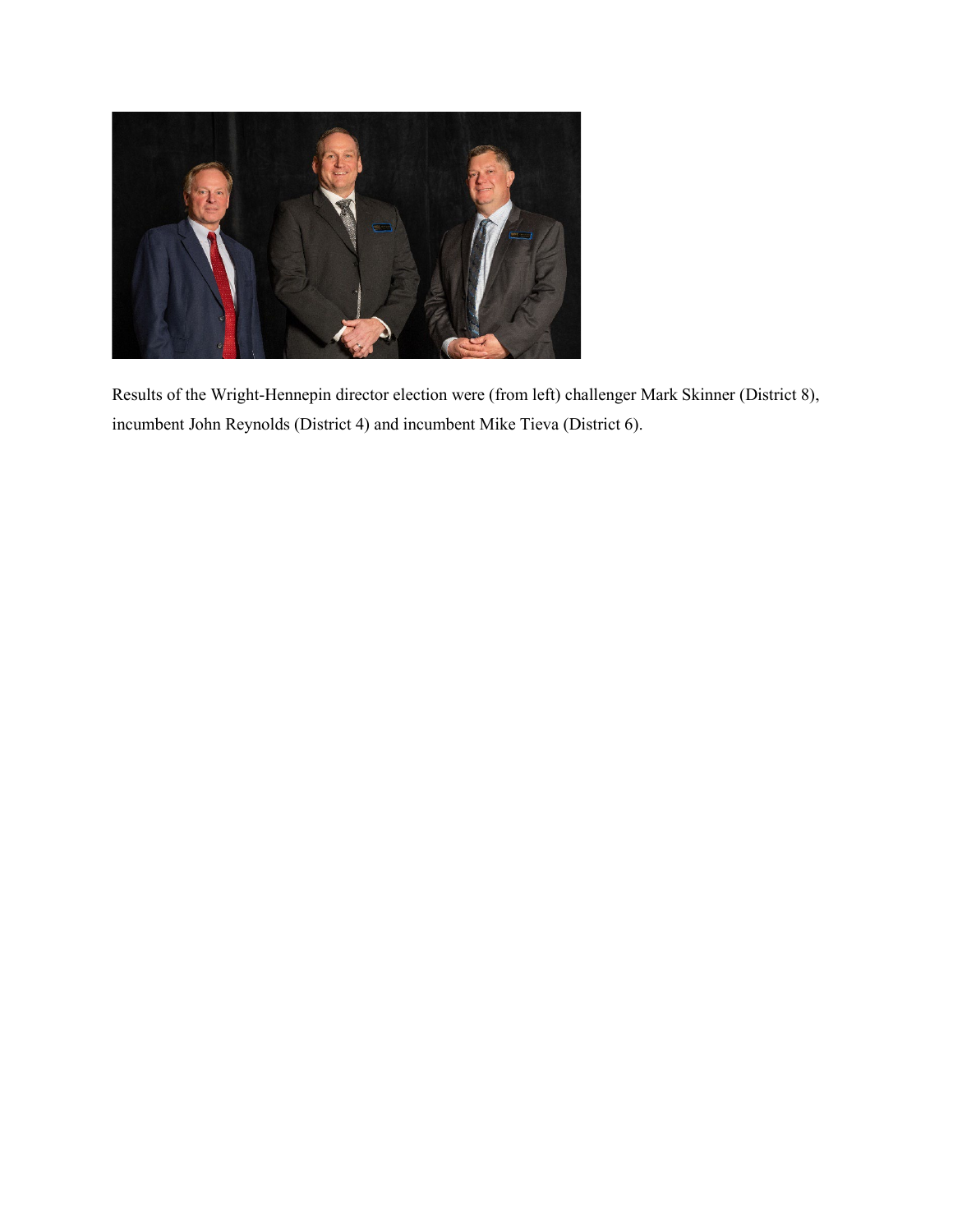Results of the Wright-Hennepin director election were (from left) challenger Mark Skinner (District 8), incumbent John Reynolds (District 4) and incumbent Mike Tieva (District 6).